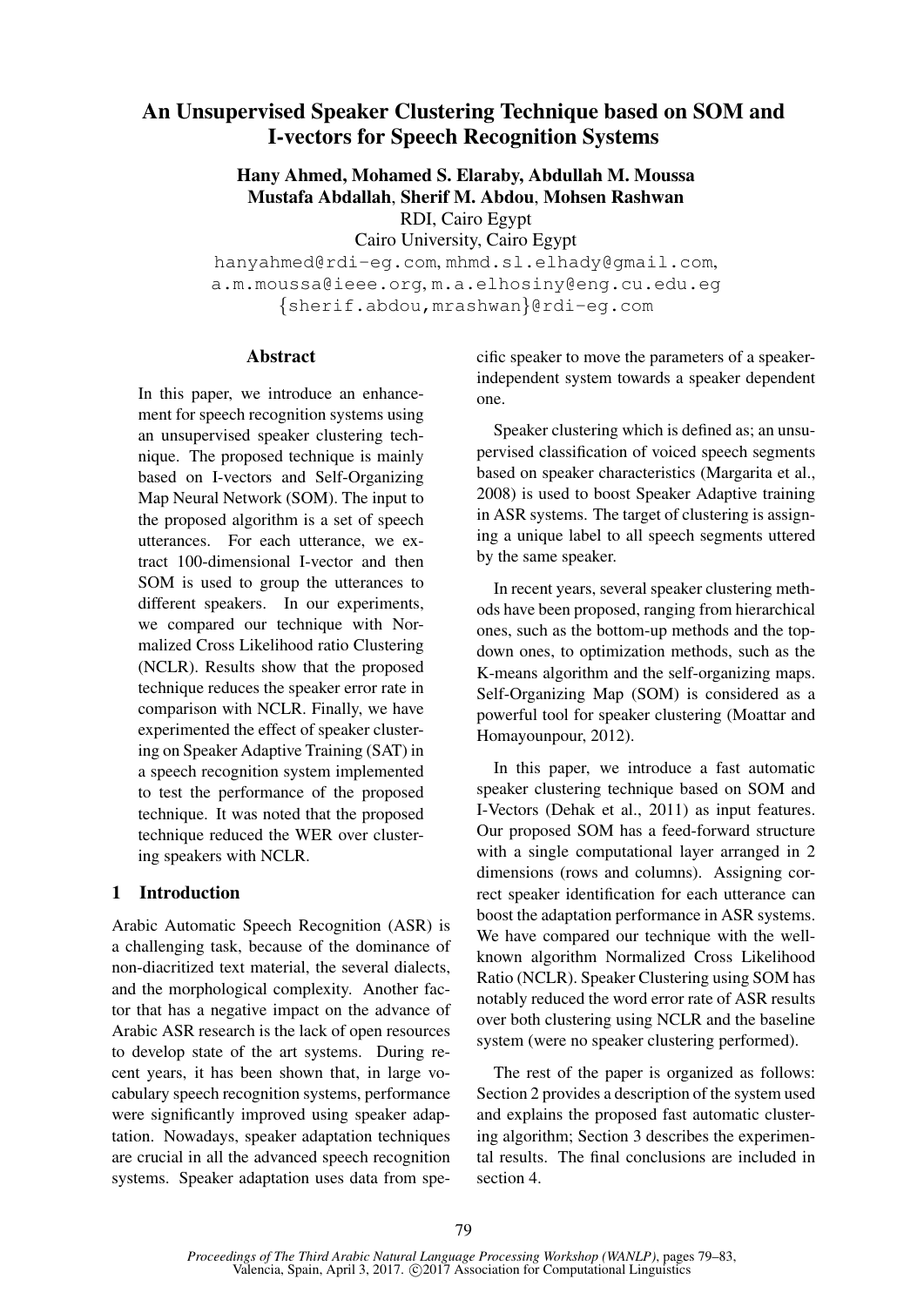# An Unsupervised Speaker Clustering Technique based on SOM and I-vectors for Speech Recognition Systems

**Hany Ahmed, Mohamed S. Elaraby, Abdullah M. Moussa**
**Mustafa Abdallah, Sherif M. Abdou, Mohsen Rashwan**
RDI, Cairo Egypt
Cairo University, Cairo Egypt
hanyahmed@rdi-eg.com, mhmd.sl.elhady@gmail.com,
a.m.moussa@ieee.org, m.a.elhosiny@eng.cu.edu.eg
{sherif.abdou,mrashwan}@rdi-eg.com

## Abstract

In this paper, we introduce an enhancement for speech recognition systems using an unsupervised speaker clustering technique. The proposed technique is mainly based on I-vectors and Self-Organizing Map Neural Network (SOM). The input to the proposed algorithm is a set of speech utterances. For each utterance, we extract 100-dimensional I-vector and then SOM is used to group the utterances to different speakers. In our experiments, we compared our technique with Normalized Cross Likelihood ratio Clustering (NCLR). Results show that the proposed technique reduces the speaker error rate in comparison with NCLR. Finally, we have experimented the effect of speaker clustering on Speaker Adaptive Training (SAT) in a speech recognition system implemented to test the performance of the proposed technique. It was noted that the proposed technique reduced the WER over clustering speakers with NCLR.

## 1 Introduction

Arabic Automatic Speech Recognition (ASR) is a challenging task, because of the dominance of non-diacritized text material, the several dialects, and the morphological complexity. Another factor that has a negative impact on the advance of Arabic ASR research is the lack of open resources to develop state of the art systems. During recent years, it has been shown that, in large vocabulary speech recognition systems, performance were significantly improved using speaker adaptation. Nowadays, speaker adaptation techniques are crucial in all the advanced speech recognition systems. Speaker adaptation uses data from specific speaker to move the parameters of a speaker-independent system towards a speaker dependent one.

Speaker clustering which is defined as; an unsupervised classification of voiced speech segments based on speaker characteristics (Margarita et al., 2008) is used to boost Speaker Adaptive training in ASR systems. The target of clustering is assigning a unique label to all speech segments uttered by the same speaker.

In recent years, several speaker clustering methods have been proposed, ranging from hierarchical ones, such as the bottom-up methods and the top-down ones, to optimization methods, such as the K-means algorithm and the self-organizing maps. Self-Organizing Map (SOM) is considered as a powerful tool for speaker clustering (Moattar and Homayounpour, 2012).

In this paper, we introduce a fast automatic speaker clustering technique based on SOM and I-Vectors (Dehak et al., 2011) as input features. Our proposed SOM has a feed-forward structure with a single computational layer arranged in 2 dimensions (rows and columns). Assigning correct speaker identification for each utterance can boost the adaptation performance in ASR systems. We have compared our technique with the well-known algorithm Normalized Cross Likelihood Ratio (NCLR). Speaker Clustering using SOM has notably reduced the word error rate of ASR results over both clustering using NCLR and the baseline system (were no speaker clustering performed).

The rest of the paper is organized as follows: Section 2 provides a description of the system used and explains the proposed fast automatic clustering algorithm; Section 3 describes the experimental results. The final conclusions are included in section 4.

*Proceedings of The Third Arabic Natural Language Processing Workshop (WANLP)*, pages 79–83, Valencia, Spain, April 3, 2017. ©2017 Association for Computational Linguistics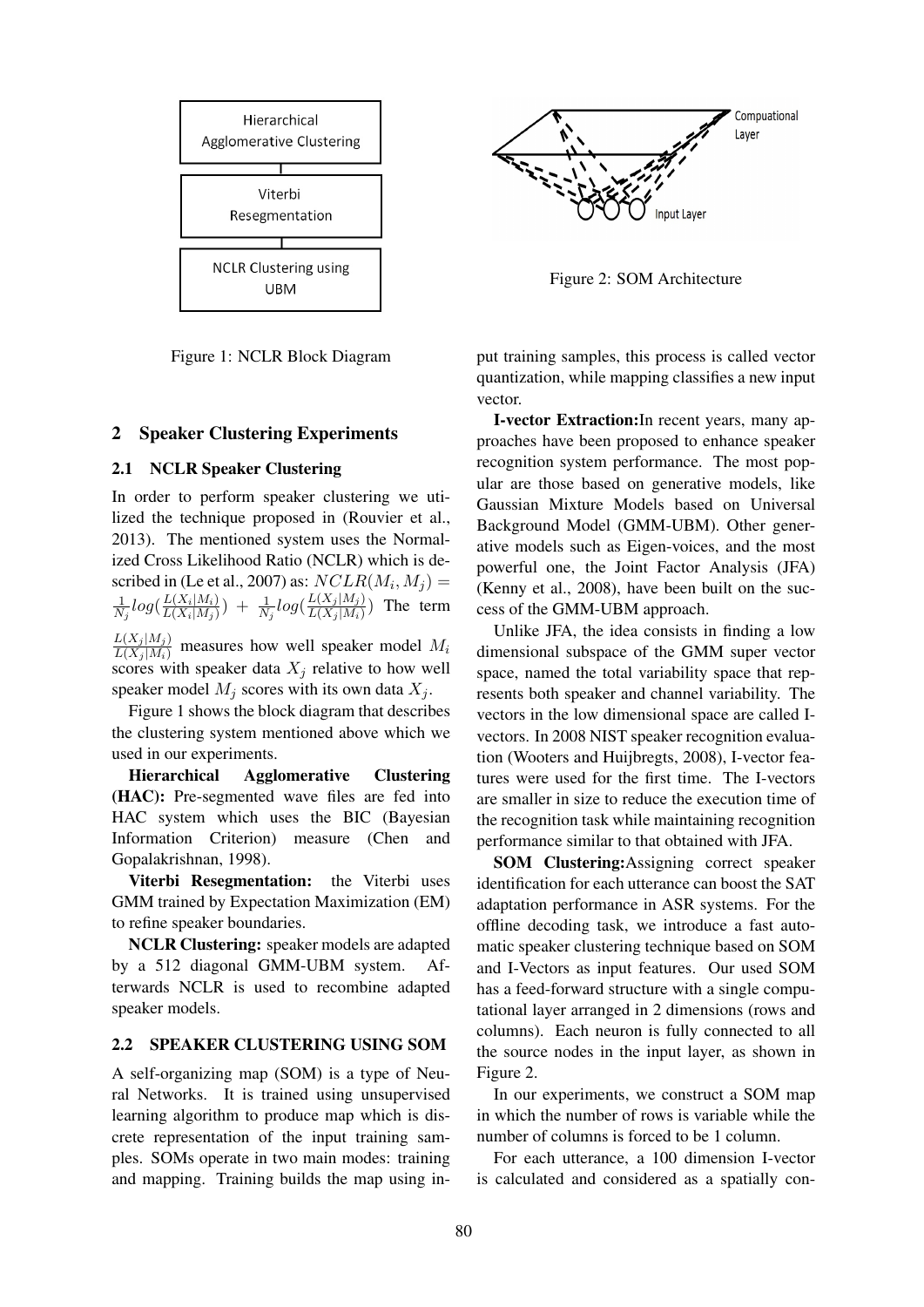Hierarchical Agglomerative Clustering

Viterbi Resegmentation

NCLR Clustering using UBM

Figure 1: NCLR Block Diagram

Compuational Layer

Input Layer

Figure 2: SOM Architecture

## 2 Speaker Clustering Experiments

### 2.1 NCLR Speaker Clustering

In order to perform speaker clustering we utilized the technique proposed in (Rouvier et al., 2013). The mentioned system uses the Normalized Cross Likelihood Ratio (NCLR) which is described in (Le et al., 2007) as: $NCLR(M_i, M_j) = \frac{1}{N_j} log(\frac{L(X_i|M_i)}{L(X_i|M_j)}) + \frac{1}{N_j} log(\frac{L(X_j|M_j)}{L(X_j|M_i)})$ The term $\frac{L(X_j|M_j)}{L(X_j|M_i)}$ measures how well speaker model $M_i$ scores with speaker data $X_j$ relative to how well speaker model $M_j$ scores with its own data $X_j$.

Figure 1 shows the block diagram that describes the clustering system mentioned above which we used in our experiments.

**Hierarchical Agglomerative Clustering (HAC):** Pre-segmented wave files are fed into HAC system which uses the BIC (Bayesian Information Criterion) measure (Chen and Gopalakrishnan, 1998).

**Viterbi Resegmentation:** the Viterbi uses GMM trained by Expectation Maximization (EM) to refine speaker boundaries.

**NCLR Clustering:** speaker models are adapted by a 512 diagonal GMM-UBM system. Afterwards NCLR is used to recombine adapted speaker models.

### 2.2 SPEAKER CLUSTERING USING SOM

A self-organizing map (SOM) is a type of Neural Networks. It is trained using unsupervised learning algorithm to produce map which is discrete representation of the input training samples. SOMs operate in two main modes: training and mapping. Training builds the map using input training samples, this process is called vector quantization, while mapping classifies a new input vector.

**I-vector Extraction:** In recent years, many approaches have been proposed to enhance speaker recognition system performance. The most popular are those based on generative models, like Gaussian Mixture Models based on Universal Background Model (GMM-UBM). Other generative models such as Eigen-voices, and the most powerful one, the Joint Factor Analysis (JFA) (Kenny et al., 2008), have been built on the success of the GMM-UBM approach.

Unlike JFA, the idea consists in finding a low dimensional subspace of the GMM super vector space, named the total variability space that represents both speaker and channel variability. The vectors in the low dimensional space are called I-vectors. In 2008 NIST speaker recognition evaluation (Wooters and Huijbregts, 2008), I-vector features were used for the first time. The I-vectors are smaller in size to reduce the execution time of the recognition task while maintaining recognition performance similar to that obtained with JFA.

**SOM Clustering:** Assigning correct speaker identification for each utterance can boost the SAT adaptation performance in ASR systems. For the offline decoding task, we introduce a fast automatic speaker clustering technique based on SOM and I-Vectors as input features. Our used SOM has a feed-forward structure with a single computational layer arranged in 2 dimensions (rows and columns). Each neuron is fully connected to all the source nodes in the input layer, as shown in Figure 2.

In our experiments, we construct a SOM map in which the number of rows is variable while the number of columns is forced to be 1 column.

For each utterance, a 100 dimension I-vector is calculated and considered as a spatially con-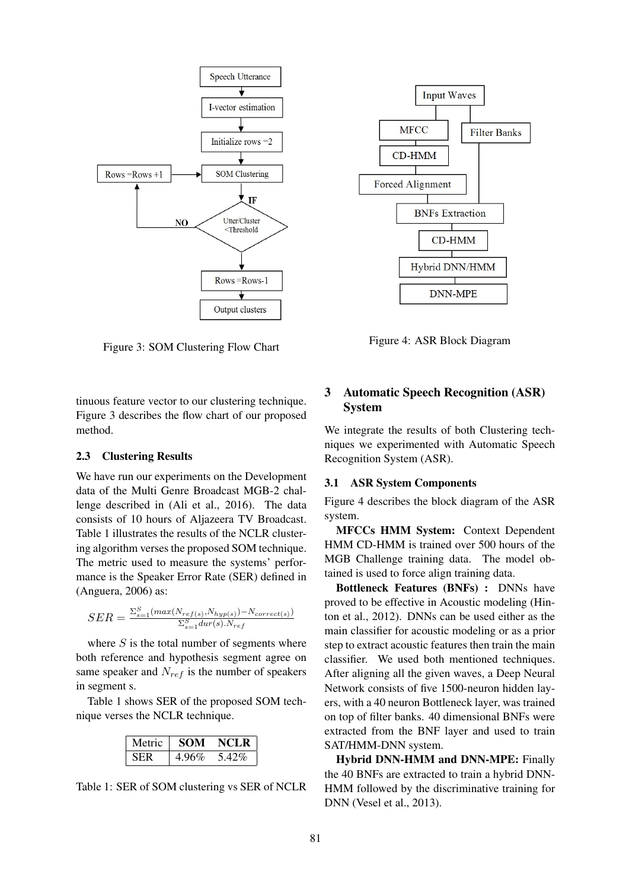Speech Utterance

I-vector estimation

Initialize rows =2

SOM Clustering

Rows =Rows +1

IF

NO

Utter/Cluster <Threshold

Rows =Rows-1

Output clusters

Figure 3: SOM Clustering Flow Chart

Input Waves

MFCC

Filter Banks

CD-HMM

Forced Alignment

BNFs Extraction

CD-HMM

Hybrid DNN/HMM

DNN-MPE

Figure 4: ASR Block Diagram

tinuous feature vector to our clustering technique. Figure 3 describes the flow chart of our proposed method.

### 2.3 Clustering Results

We have run our experiments on the Development data of the Multi Genre Broadcast MGB-2 challenge described in (Ali et al., 2016). The data consists of 10 hours of Aljazeera TV Broadcast. Table 1 illustrates the results of the NCLR clustering algorithm verses the proposed SOM technique. The metric used to measure the systems' performance is the Speaker Error Rate (SER) defined in (Anguera, 2006) as:

$$SER = \frac{\Sigma_{s=1}^{S}(max(N_{ref(s)}, N_{hyp(s)}) - N_{correct(s)})}{\Sigma_{s=1}^{S} dur(s).N_{ref}}$$

where $S$ is the total number of segments where both reference and hypothesis segment agree on same speaker and $N_{ref}$ is the number of speakers in segment s.

Table 1 shows SER of the proposed SOM technique verses the NCLR technique.

| Metric | **SOM** | **NCLR** |
|---|---|---|
| SER | 4.96% | 5.42% |

Table 1: SER of SOM clustering vs SER of NCLR

## 3 Automatic Speech Recognition (ASR) System

We integrate the results of both Clustering techniques we experimented with Automatic Speech Recognition System (ASR).

### 3.1 ASR System Components

Figure 4 describes the block diagram of the ASR system.

**MFCCs HMM System:** Context Dependent HMM CD-HMM is trained over 500 hours of the MGB Challenge training data. The model obtained is used to force align training data.

**Bottleneck Features (BNFs) :** DNNs have proved to be effective in Acoustic modeling (Hinton et al., 2012). DNNs can be used either as the main classifier for acoustic modeling or as a prior step to extract acoustic features then train the main classifier. We used both mentioned techniques. After aligning all the given waves, a Deep Neural Network consists of five 1500-neuron hidden layers, with a 40 neuron Bottleneck layer, was trained on top of filter banks. 40 dimensional BNFs were extracted from the BNF layer and used to train SAT/HMM-DNN system.

**Hybrid DNN-HMM and DNN-MPE:** Finally the 40 BNFs are extracted to train a hybrid DNN-HMM followed by the discriminative training for DNN (Vesel et al., 2013).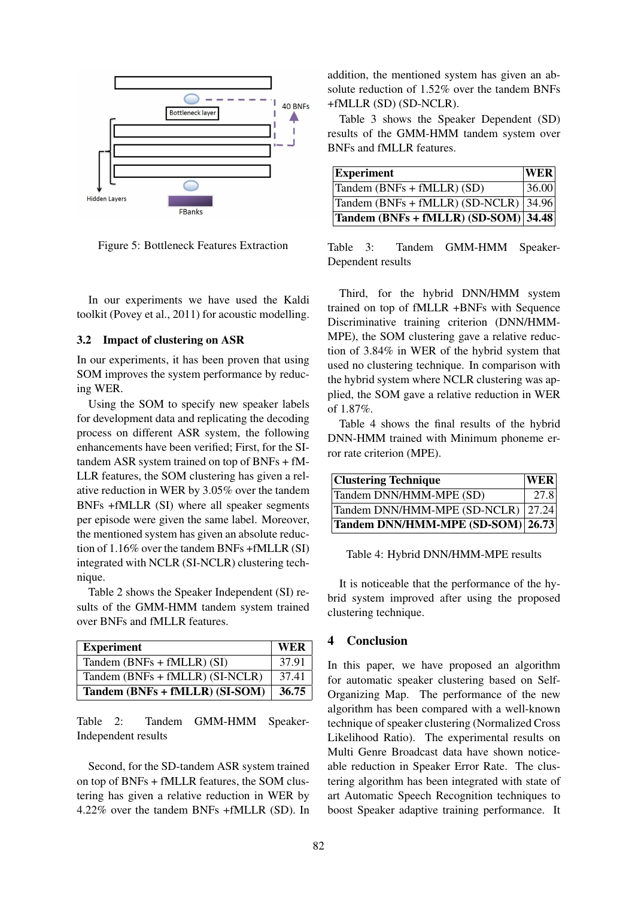Bottleneck layer

40 BNFs

Hidden Layers

FBanks

Figure 5: Bottleneck Features Extraction

In our experiments we have used the Kaldi toolkit (Povey et al., 2011) for acoustic modelling.

### 3.2 Impact of clustering on ASR

In our experiments, it has been proven that using SOM improves the system performance by reducing WER.

Using the SOM to specify new speaker labels for development data and replicating the decoding process on different ASR system, the following enhancements have been verified; First, for the SI-tandem ASR system trained on top of BNFs + fMLLR features, the SOM clustering has given a relative reduction in WER by 3.05% over the tandem BNFs +fMLLR (SI) where all speaker segments per episode were given the same label. Moreover, the mentioned system has given an absolute reduction of 1.16% over the tandem BNFs +fMLLR (SI) integrated with NCLR (SI-NCLR) clustering technique.

Table 2 shows the Speaker Independent (SI) results of the GMM-HMM tandem system trained over BNFs and fMLLR features.

| Experiment | WER |
|---|---|
| Tandem (BNFs + fMLLR) (SI) | 37.91 |
| Tandem (BNFs + fMLLR) (SI-NCLR) | 37.41 |
| **Tandem (BNFs + fMLLR) (SI-SOM)** | **36.75** |

Table 2: Tandem GMM-HMM Speaker-Independent results

Second, for the SD-tandem ASR system trained on top of BNFs + fMLLR features, the SOM clustering has given a relative reduction in WER by 4.22% over the tandem BNFs +fMLLR (SD). In addition, the mentioned system has given an absolute reduction of 1.52% over the tandem BNFs +fMLLR (SD) (SD-NCLR).

Table 3 shows the Speaker Dependent (SD) results of the GMM-HMM tandem system over BNFs and fMLLR features.

| Experiment | WER |
|---|---|
| Tandem (BNFs + fMLLR) (SD) | 36.00 |
| Tandem (BNFs + fMLLR) (SD-NCLR) | 34.96 |
| **Tandem (BNFs + fMLLR) (SD-SOM)** | **34.48** |

Table 3: Tandem GMM-HMM Speaker-Dependent results

Third, for the hybrid DNN/HMM system trained on top of fMLLR +BNFs with Sequence Discriminative training criterion (DNN/HMM-MPE), the SOM clustering gave a relative reduction of 3.84% in WER of the hybrid system that used no clustering technique. In comparison with the hybrid system where NCLR clustering was applied, the SOM gave a relative reduction in WER of 1.87%.

Table 4 shows the final results of the hybrid DNN-HMM trained with Minimum phoneme error rate criterion (MPE).

| Clustering Technique | WER |
|---|---|
| Tandem DNN/HMM-MPE (SD) | 27.8 |
| Tandem DNN/HMM-MPE (SD-NCLR) | 27.24 |
| **Tandem DNN/HMM-MPE (SD-SOM)** | **26.73** |

Table 4: Hybrid DNN/HMM-MPE results

It is noticeable that the performance of the hybrid system improved after using the proposed clustering technique.

## 4 Conclusion

In this paper, we have proposed an algorithm for automatic speaker clustering based on Self-Organizing Map. The performance of the new algorithm has been compared with a well-known technique of speaker clustering (Normalized Cross Likelihood Ratio). The experimental results on Multi Genre Broadcast data have shown noticeable reduction in Speaker Error Rate. The clustering algorithm has been integrated with state of art Automatic Speech Recognition techniques to boost Speaker adaptive training performance. It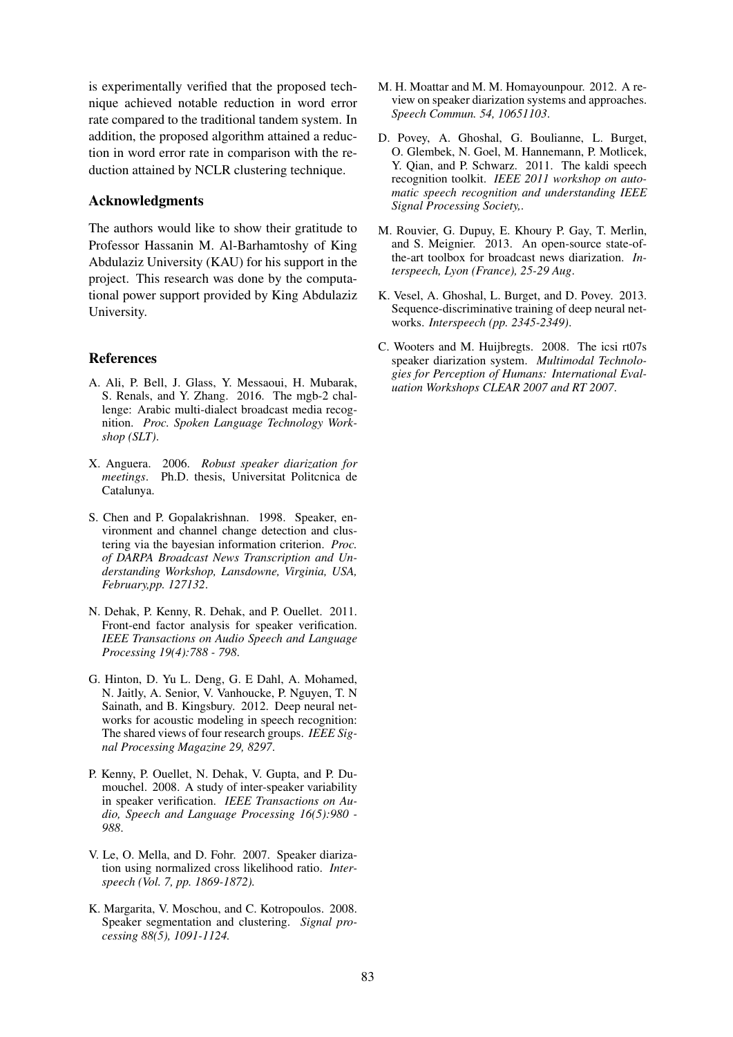is experimentally verified that the proposed technique achieved notable reduction in word error rate compared to the traditional tandem system. In addition, the proposed algorithm attained a reduction in word error rate in comparison with the reduction attained by NCLR clustering technique.

## Acknowledgments

The authors would like to show their gratitude to Professor Hassanin M. Al-Barhamtoshy of King Abdulaziz University (KAU) for his support in the project. This research was done by the computational power support provided by King Abdulaziz University.

## References

A. Ali, P. Bell, J. Glass, Y. Messaoui, H. Mubarak, S. Renals, and Y. Zhang. 2016. The mgb-2 challenge: Arabic multi-dialect broadcast media recognition. *Proc. Spoken Language Technology Workshop (SLT)*.

X. Anguera. 2006. *Robust speaker diarization for meetings*. Ph.D. thesis, Universitat Politcnica de Catalunya.

S. Chen and P. Gopalakrishnan. 1998. Speaker, environment and channel change detection and clustering via the bayesian information criterion. *Proc. of DARPA Broadcast News Transcription and Understanding Workshop, Lansdowne, Virginia, USA, February,pp. 127132*.

N. Dehak, P. Kenny, R. Dehak, and P. Ouellet. 2011. Front-end factor analysis for speaker verification. *IEEE Transactions on Audio Speech and Language Processing 19(4):788 - 798*.

G. Hinton, D. Yu L. Deng, G. E Dahl, A. Mohamed, N. Jaitly, A. Senior, V. Vanhoucke, P. Nguyen, T. N Sainath, and B. Kingsbury. 2012. Deep neural networks for acoustic modeling in speech recognition: The shared views of four research groups. *IEEE Signal Processing Magazine 29, 8297*.

P. Kenny, P. Ouellet, N. Dehak, V. Gupta, and P. Dumouchel. 2008. A study of inter-speaker variability in speaker verification. *IEEE Transactions on Audio, Speech and Language Processing 16(5):980 - 988*.

V. Le, O. Mella, and D. Fohr. 2007. Speaker diarization using normalized cross likelihood ratio. *Interspeech (Vol. 7, pp. 1869-1872)*.

K. Margarita, V. Moschou, and C. Kotropoulos. 2008. Speaker segmentation and clustering. *Signal processing 88(5), 1091-1124*.

M. H. Moattar and M. M. Homayounpour. 2012. A review on speaker diarization systems and approaches. *Speech Commun. 54, 10651103*.

D. Povey, A. Ghoshal, G. Boulianne, L. Burget, O. Glembek, N. Goel, M. Hannemann, P. Motlicek, Y. Qian, and P. Schwarz. 2011. The kaldi speech recognition toolkit. *IEEE 2011 workshop on automatic speech recognition and understanding IEEE Signal Processing Society,*.

M. Rouvier, G. Dupuy, E. Khoury P. Gay, T. Merlin, and S. Meignier. 2013. An open-source state-of-the-art toolbox for broadcast news diarization. *Interspeech, Lyon (France), 25-29 Aug*.

K. Vesel, A. Ghoshal, L. Burget, and D. Povey. 2013. Sequence-discriminative training of deep neural networks. *Interspeech (pp. 2345-2349)*.

C. Wooters and M. Huijbregts. 2008. The icsi rt07s speaker diarization system. *Multimodal Technologies for Perception of Humans: International Evaluation Workshops CLEAR 2007 and RT 2007*.